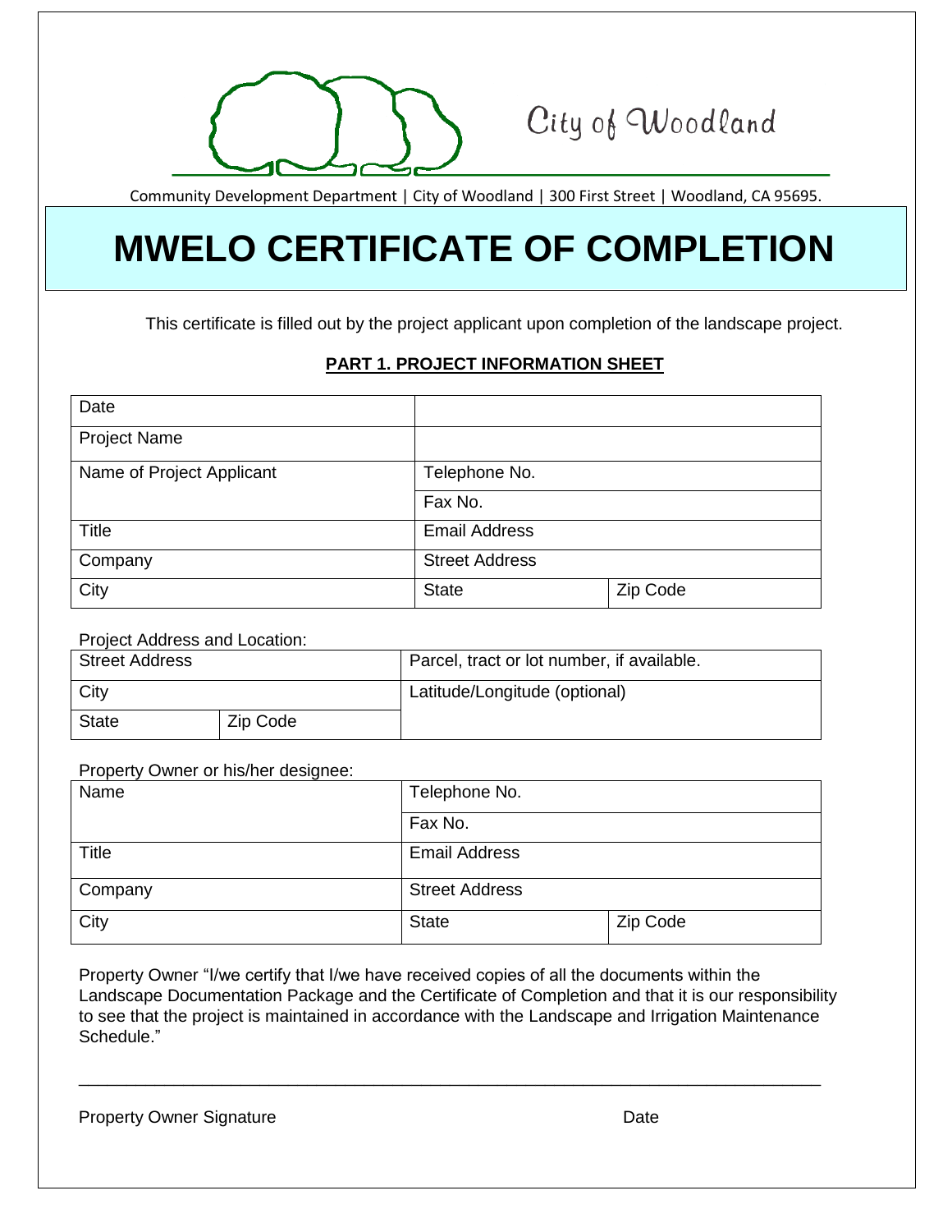City of Woodland

Community Development Department | City of Woodland | 300 First Street | Woodland, CA 95695.

# MWELO CERTIFICATE OF COMPLETION

This certificate is filled out by the project applicant upon completion of the landscape project.

## PART 1. PROJECT INFORMATION SHEET

| | | |
|---|---|---|
| Date | | |
| Project Name | | |
| Name of Project Applicant | Telephone No. | |
| | Fax No. | |
| Title | Email Address | |
| Company | Street Address | |
| City | State | Zip Code |

Project Address and Location:

| | | |
|---|---|---|
| Street Address | | Parcel, tract or lot number, if available. |
| City | | Latitude/Longitude (optional) |
| State | Zip Code | |

Property Owner or his/her designee:

| | | |
|---|---|---|
| Name | Telephone No. | |
| | Fax No. | |
| Title | Email Address | |
| Company | Street Address | |
| City | State | Zip Code |

Property Owner "I/we certify that I/we have received copies of all the documents within the Landscape Documentation Package and the Certificate of Completion and that it is our responsibility to see that the project is maintained in accordance with the Landscape and Irrigation Maintenance Schedule."

_______________________________________________________________________________

Property Owner Signature                                                                                    Date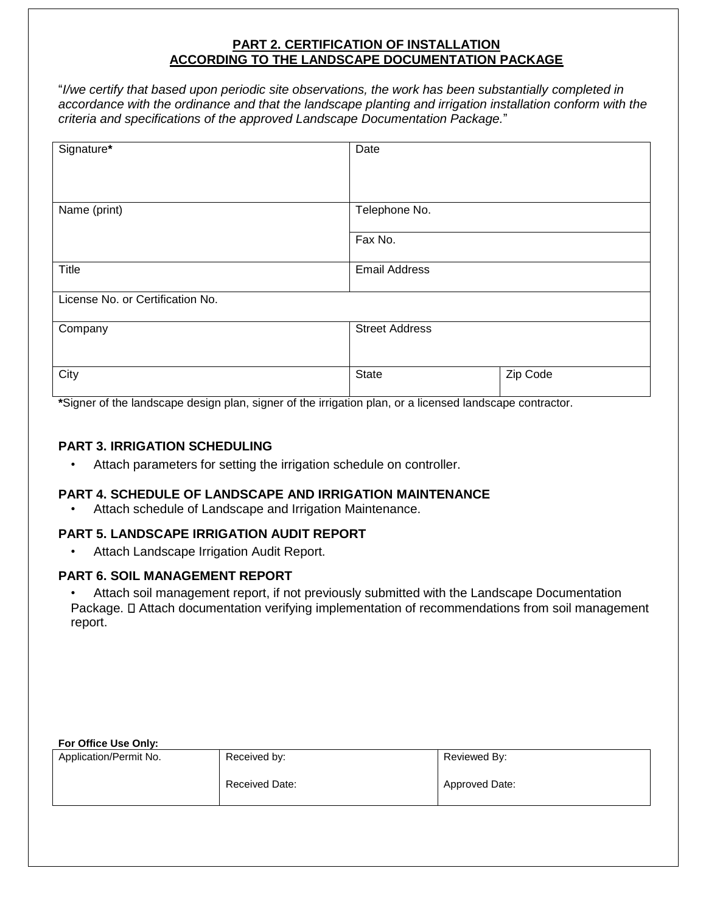## PART 2. CERTIFICATION OF INSTALLATION ACCORDING TO THE LANDSCAPE DOCUMENTATION PACKAGE

"*I/we certify that based upon periodic site observations, the work has been substantially completed in accordance with the ordinance and that the landscape planting and irrigation installation conform with the criteria and specifications of the approved Landscape Documentation Package.*"

| | | |
|---|---|---|
| Signature**\*** | Date | |
| Name (print) | Telephone No. | |
| | Fax No. | |
| Title | Email Address | |
| License No. or Certification No. | | |
| Company | Street Address | |
| City | State | Zip Code |

**\***Signer of the landscape design plan, signer of the irrigation plan, or a licensed landscape contractor.

### PART 3. IRRIGATION SCHEDULING

- Attach parameters for setting the irrigation schedule on controller.

### PART 4. SCHEDULE OF LANDSCAPE AND IRRIGATION MAINTENANCE

- Attach schedule of Landscape and Irrigation Maintenance.

### PART 5. LANDSCAPE IRRIGATION AUDIT REPORT

- Attach Landscape Irrigation Audit Report.

### PART 6. SOIL MANAGEMENT REPORT

- Attach soil management report, if not previously submitted with the Landscape Documentation Package.  Attach documentation verifying implementation of recommendations from soil management report.

**For Office Use Only:**

| | | |
|---|---|---|
| Application/Permit No. | Received by:<br><br>Received Date: | Reviewed By:<br><br>Approved Date: |